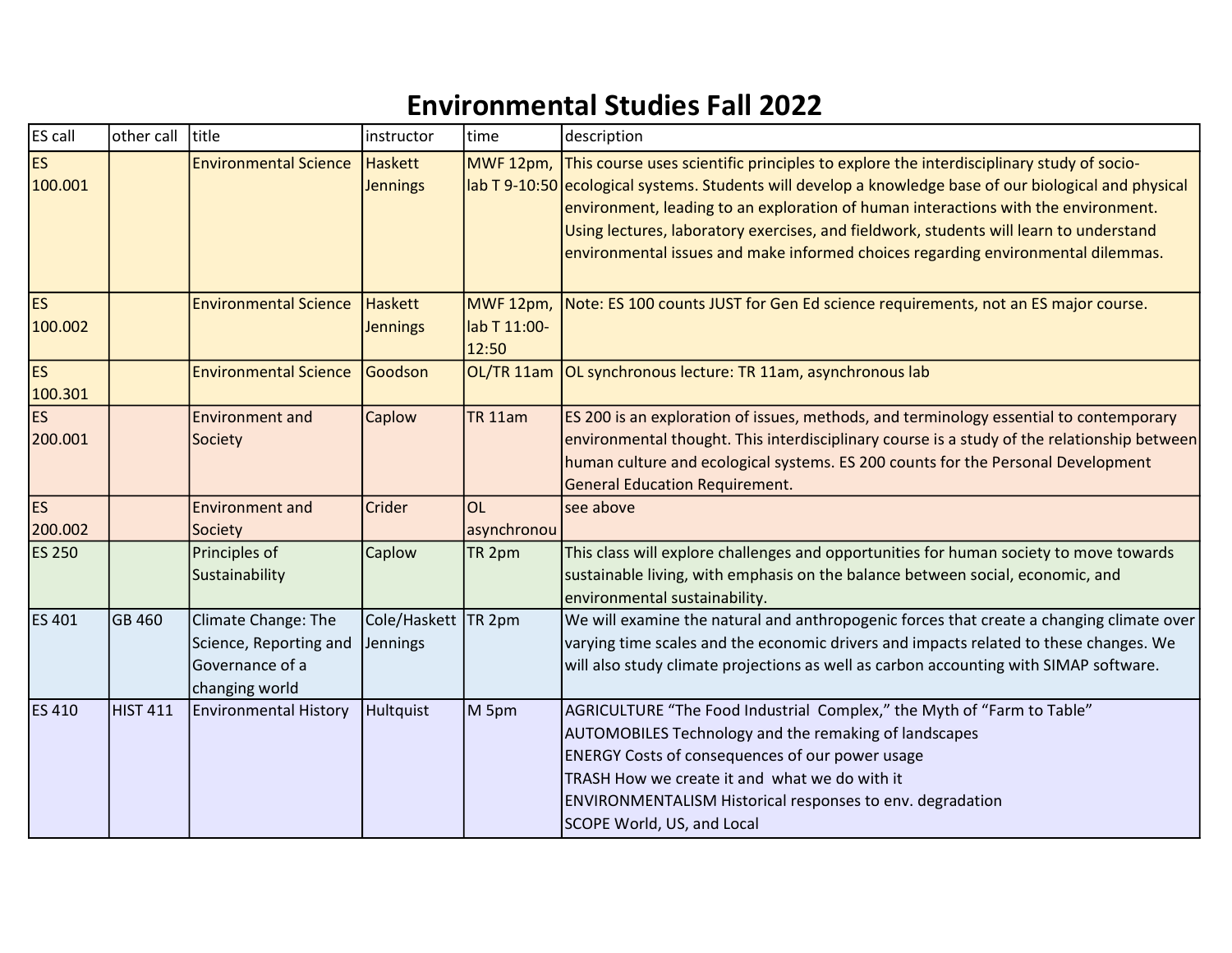# Environmental Studies Fall 2022

| ES call | other call | title | instructor | time | description |
|---|---|---|---|---|---|
| ES 100.001 | | Environmental Science | Haskett Jennings | MWF 12pm, lab T 9-10:50 | This course uses scientific principles to explore the interdisciplinary study of socio-ecological systems. Students will develop a knowledge base of our biological and physical environment, leading to an exploration of human interactions with the environment. Using lectures, laboratory exercises, and fieldwork, students will learn to understand environmental issues and make informed choices regarding environmental dilemmas. |
| ES 100.002 | | Environmental Science | Haskett Jennings | MWF 12pm, lab T 11:00-12:50 | Note: ES 100 counts JUST for Gen Ed science requirements, not an ES major course. |
| ES 100.301 | | Environmental Science | Goodson | OL/TR 11am | OL synchronous lecture: TR 11am, asynchronous lab |
| ES 200.001 | | Environment and Society | Caplow | TR 11am | ES 200 is an exploration of issues, methods, and terminology essential to contemporary environmental thought. This interdisciplinary course is a study of the relationship between human culture and ecological systems. ES 200 counts for the Personal Development General Education Requirement. |
| ES 200.002 | | Environment and Society | Crider | OL asynchronou | see above |
| ES 250 | | Principles of Sustainability | Caplow | TR 2pm | This class will explore challenges and opportunities for human society to move towards sustainable living, with emphasis on the balance between social, economic, and environmental sustainability. |
| ES 401 | GB 460 | Climate Change: The Science, Reporting and Governance of a changing world | Cole/Haskett Jennings | TR 2pm | We will examine the natural and anthropogenic forces that create a changing climate over varying time scales and the economic drivers and impacts related to these changes. We will also study climate projections as well as carbon accounting with SIMAP software. |
| ES 410 | HIST 411 | Environmental History | Hultquist | M 5pm | AGRICULTURE "The Food Industrial Complex," the Myth of "Farm to Table"<br>AUTOMOBILES Technology and the remaking of landscapes<br>ENERGY Costs of consequences of our power usage<br>TRASH How we create it and what we do with it<br>ENVIRONMENTALISM Historical responses to env. degradation<br>SCOPE World, US, and Local |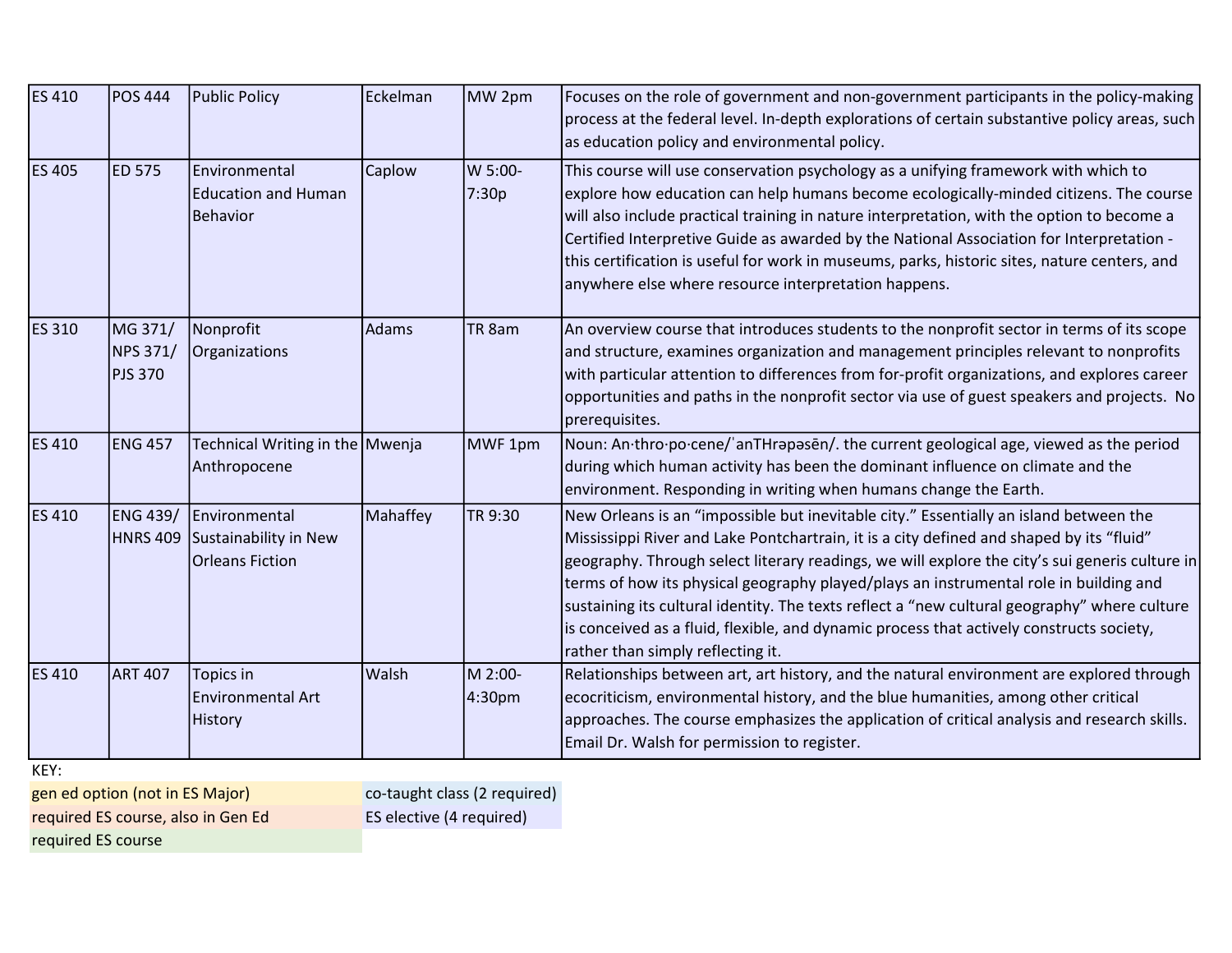| ES 410 | POS 444 | Public Policy | Eckelman | MW 2pm | Focuses on the role of government and non-government participants in the policy-making process at the federal level. In-depth explorations of certain substantive policy areas, such as education policy and environmental policy. |
|---|---|---|---|---|---|
| ES 405 | ED 575 | Environmental Education and Human Behavior | Caplow | W 5:00-7:30p | This course will use conservation psychology as a unifying framework with which to explore how education can help humans become ecologically-minded citizens. The course will also include practical training in nature interpretation, with the option to become a Certified Interpretive Guide as awarded by the National Association for Interpretation - this certification is useful for work in museums, parks, historic sites, nature centers, and anywhere else where resource interpretation happens. |
| ES 310 | MG 371/ NPS 371/ PJS 370 | Nonprofit Organizations | Adams | TR 8am | An overview course that introduces students to the nonprofit sector in terms of its scope and structure, examines organization and management principles relevant to nonprofits with particular attention to differences from for-profit organizations, and explores career opportunities and paths in the nonprofit sector via use of guest speakers and projects. No prerequisites. |
| ES 410 | ENG 457 | Technical Writing in the Anthropocene | Mwenja | MWF 1pm | Noun: An·thro·po·cene/ˈanTHrəpəsēn/. the current geological age, viewed as the period during which human activity has been the dominant influence on climate and the environment. Responding in writing when humans change the Earth. |
| ES 410 | ENG 439/ HNRS 409 | Environmental Sustainability in New Orleans Fiction | Mahaffey | TR 9:30 | New Orleans is an "impossible but inevitable city." Essentially an island between the Mississippi River and Lake Pontchartrain, it is a city defined and shaped by its "fluid" geography. Through select literary readings, we will explore the city's sui generis culture in terms of how its physical geography played/plays an instrumental role in building and sustaining its cultural identity. The texts reflect a "new cultural geography" where culture is conceived as a fluid, flexible, and dynamic process that actively constructs society, rather than simply reflecting it. |
| ES 410 | ART 407 | Topics in Environmental Art History | Walsh | M 2:00-4:30pm | Relationships between art, art history, and the natural environment are explored through ecocriticism, environmental history, and the blue humanities, among other critical approaches. The course emphasizes the application of critical analysis and research skills. Email Dr. Walsh for permission to register. |

KEY:

| | |
|---|---|
| gen ed option (not in ES Major) | co-taught class (2 required) |
| required ES course, also in Gen Ed | ES elective (4 required) |
| required ES course | |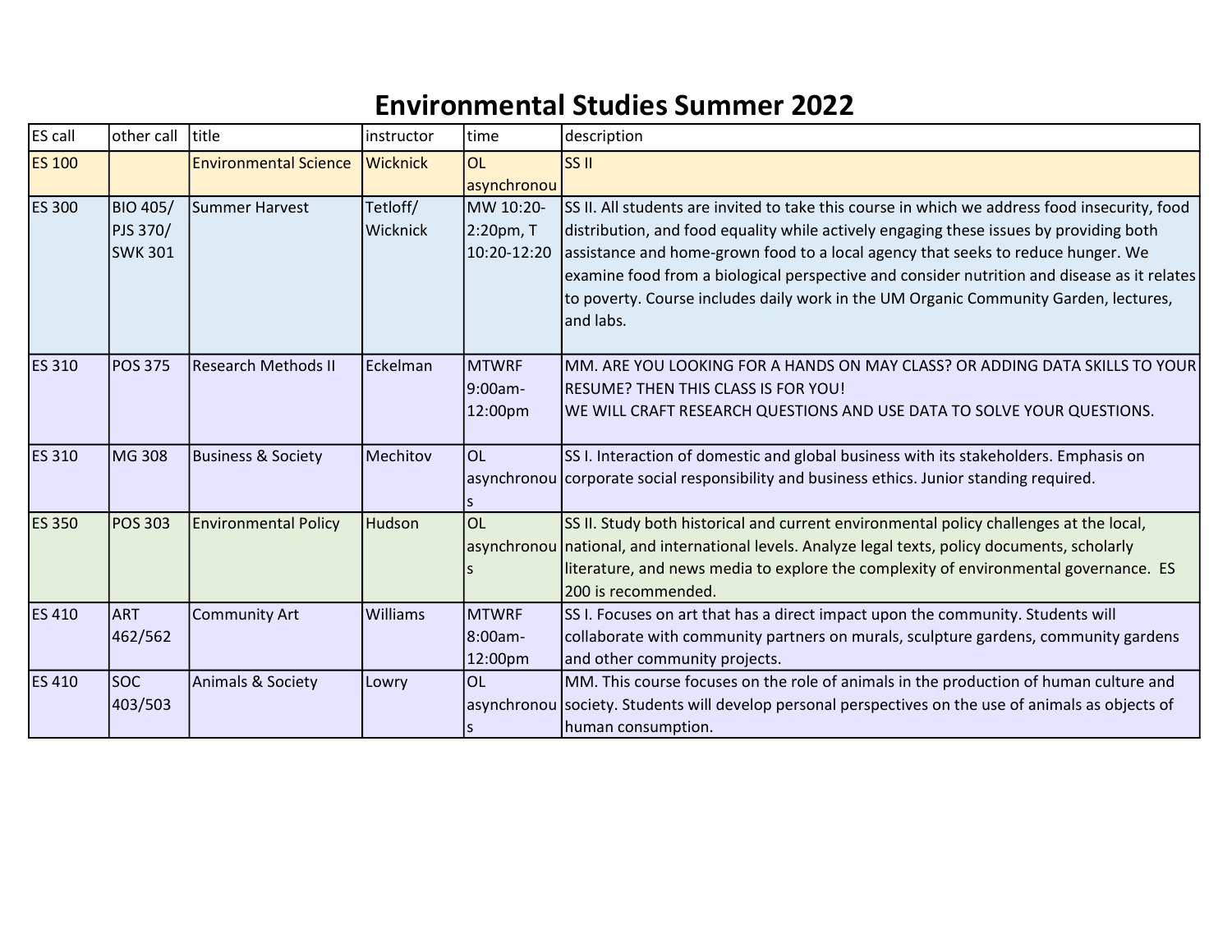# Environmental Studies Summer 2022

| ES call | other call | title | instructor | time | description |
|---|---|---|---|---|---|
| ES 100 | | Environmental Science | Wicknick | OL asynchronou | SS II |
| ES 300 | BIO 405/ PJS 370/ SWK 301 | Summer Harvest | Tetloff/ Wicknick | MW 10:20-2:20pm, T 10:20-12:20 | SS II. All students are invited to take this course in which we address food insecurity, food distribution, and food equality while actively engaging these issues by providing both assistance and home-grown food to a local agency that seeks to reduce hunger. We examine food from a biological perspective and consider nutrition and disease as it relates to poverty. Course includes daily work in the UM Organic Community Garden, lectures, and labs. |
| ES 310 | POS 375 | Research Methods II | Eckelman | MTWRF 9:00am-12:00pm | MM. ARE YOU LOOKING FOR A HANDS ON MAY CLASS? OR ADDING DATA SKILLS TO YOUR RESUME? THEN THIS CLASS IS FOR YOU! WE WILL CRAFT RESEARCH QUESTIONS AND USE DATA TO SOLVE YOUR QUESTIONS. |
| ES 310 | MG 308 | Business & Society | Mechitov | OL asynchronous | SS I. Interaction of domestic and global business with its stakeholders. Emphasis on corporate social responsibility and business ethics. Junior standing required. |
| ES 350 | POS 303 | Environmental Policy | Hudson | OL asynchronous | SS II. Study both historical and current environmental policy challenges at the local, national, and international levels. Analyze legal texts, policy documents, scholarly literature, and news media to explore the complexity of environmental governance. ES 200 is recommended. |
| ES 410 | ART 462/562 | Community Art | Williams | MTWRF 8:00am-12:00pm | SS I. Focuses on art that has a direct impact upon the community. Students will collaborate with community partners on murals, sculpture gardens, community gardens and other community projects. |
| ES 410 | SOC 403/503 | Animals & Society | Lowry | OL asynchronous | MM. This course focuses on the role of animals in the production of human culture and society. Students will develop personal perspectives on the use of animals as objects of human consumption. |